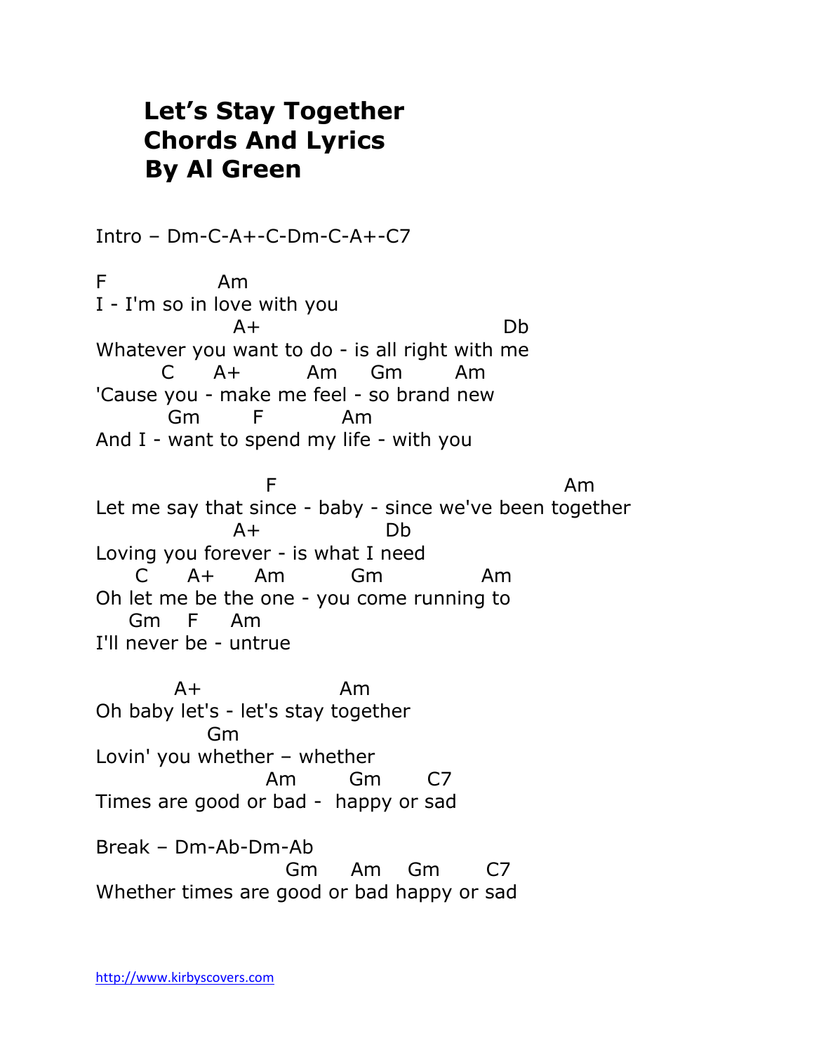# Let's Stay Together Chords And Lyrics By Al Green

Intro – Dm-C-A+-C-Dm-C-A+-C7

```
F               Am
I - I'm so in love with you
                 A+                               Db
Whatever you want to do - is all right with me
        C      A+          Am     Gm        Am
'Cause you - make me feel - so brand new
         Gm        F            Am
And I - want to spend my life - with you

                      F                                     Am
Let me say that since - baby - since we've been together
                 A+              Db
Loving you forever - is what I need
     C      A+      Am          Gm              Am
Oh let me be the one - you come running to
    Gm    F    Am
I'll never be - untrue

          A+                   Am
Oh baby let's - let's stay together
              Gm
Lovin' you whether – whether
                     Am        Gm       C7
Times are good or bad -  happy or sad
```

Break – Dm-Ab-Dm-Ab

```
                        Gm     Am    Gm       C7
Whether times are good or bad happy or sad
```

http://www.kirbyscovers.com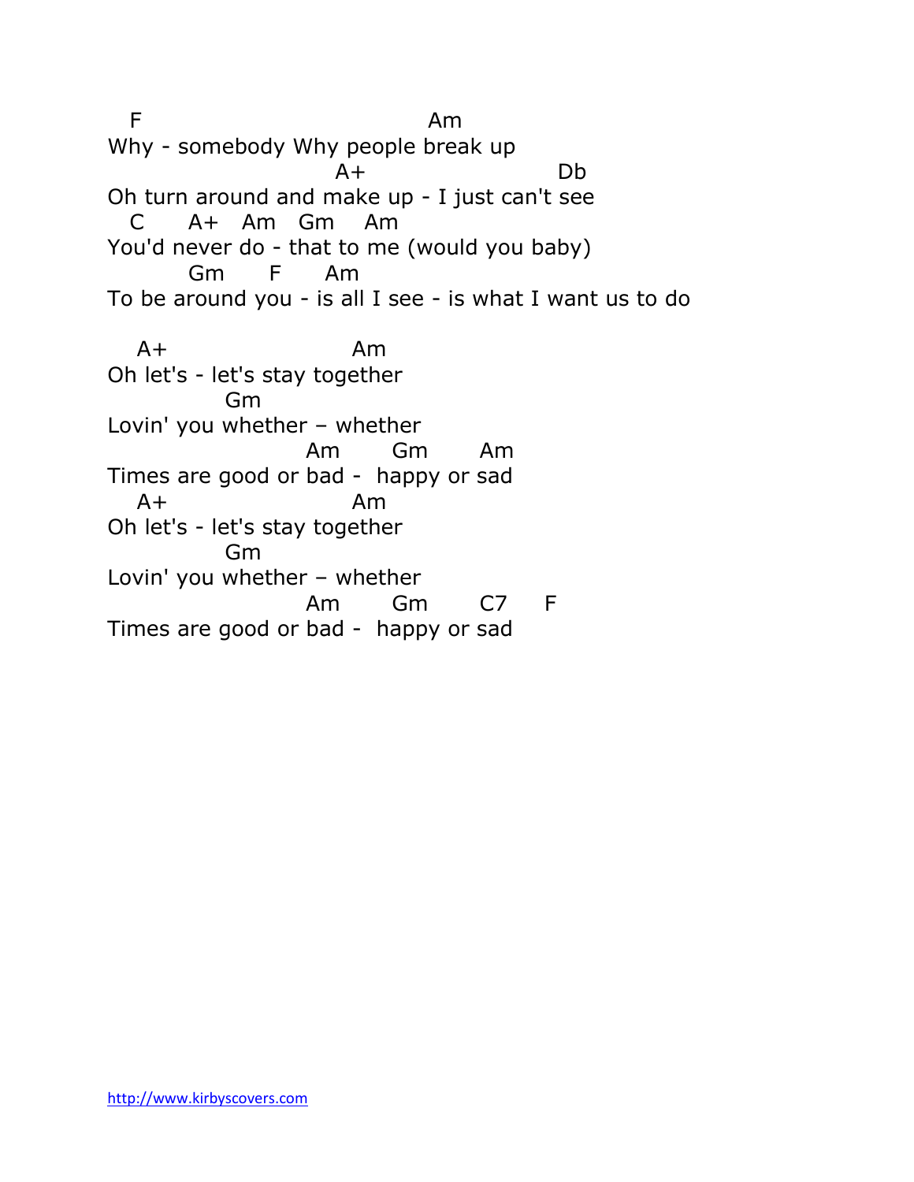```
  F                            Am
Why - somebody Why people break up
                     A+                 Db
Oh turn around and make up - I just can't see
  C     A+   Am   Gm    Am
You'd never do - that to me (would you baby)
        Gm      F     Am
To be around you - is all I see - is what I want us to do

   A+                     Am
Oh let's - let's stay together
           Gm
Lovin' you whether – whether
                   Am       Gm       Am
Times are good or bad -  happy or sad
   A+                     Am
Oh let's - let's stay together
           Gm
Lovin' you whether – whether
                   Am       Gm       C7     F
Times are good or bad -  happy or sad
```

http://www.kirbyscovers.com